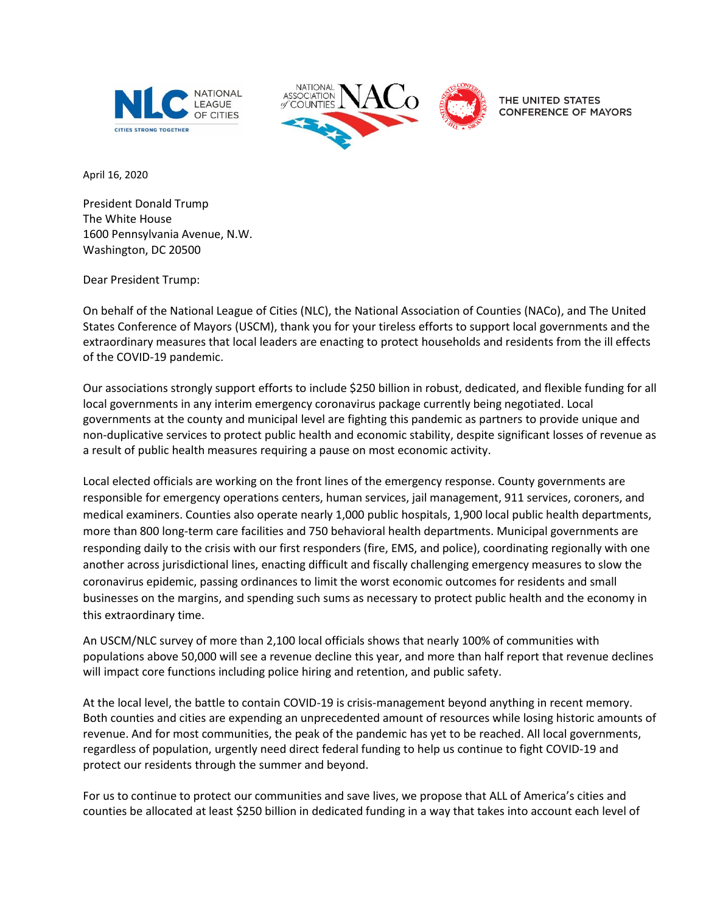NATIONAL LEAGUE OF CITIES — NATIONAL ASSOCIATION of COUNTIES — THE UNITED STATES CONFERENCE OF MAYORS

April 16, 2020

President Donald Trump
The White House
1600 Pennsylvania Avenue, N.W.
Washington, DC 20500

Dear President Trump:

On behalf of the National League of Cities (NLC), the National Association of Counties (NACo), and The United States Conference of Mayors (USCM), thank you for your tireless efforts to support local governments and the extraordinary measures that local leaders are enacting to protect households and residents from the ill effects of the COVID-19 pandemic.

Our associations strongly support efforts to include $250 billion in robust, dedicated, and flexible funding for all local governments in any interim emergency coronavirus package currently being negotiated. Local governments at the county and municipal level are fighting this pandemic as partners to provide unique and non-duplicative services to protect public health and economic stability, despite significant losses of revenue as a result of public health measures requiring a pause on most economic activity.

Local elected officials are working on the front lines of the emergency response. County governments are responsible for emergency operations centers, human services, jail management, 911 services, coroners, and medical examiners. Counties also operate nearly 1,000 public hospitals, 1,900 local public health departments, more than 800 long-term care facilities and 750 behavioral health departments. Municipal governments are responding daily to the crisis with our first responders (fire, EMS, and police), coordinating regionally with one another across jurisdictional lines, enacting difficult and fiscally challenging emergency measures to slow the coronavirus epidemic, passing ordinances to limit the worst economic outcomes for residents and small businesses on the margins, and spending such sums as necessary to protect public health and the economy in this extraordinary time.

An USCM/NLC survey of more than 2,100 local officials shows that nearly 100% of communities with populations above 50,000 will see a revenue decline this year, and more than half report that revenue declines will impact core functions including police hiring and retention, and public safety.

At the local level, the battle to contain COVID-19 is crisis-management beyond anything in recent memory. Both counties and cities are expending an unprecedented amount of resources while losing historic amounts of revenue. And for most communities, the peak of the pandemic has yet to be reached. All local governments, regardless of population, urgently need direct federal funding to help us continue to fight COVID-19 and protect our residents through the summer and beyond.

For us to continue to protect our communities and save lives, we propose that ALL of America's cities and counties be allocated at least $250 billion in dedicated funding in a way that takes into account each level of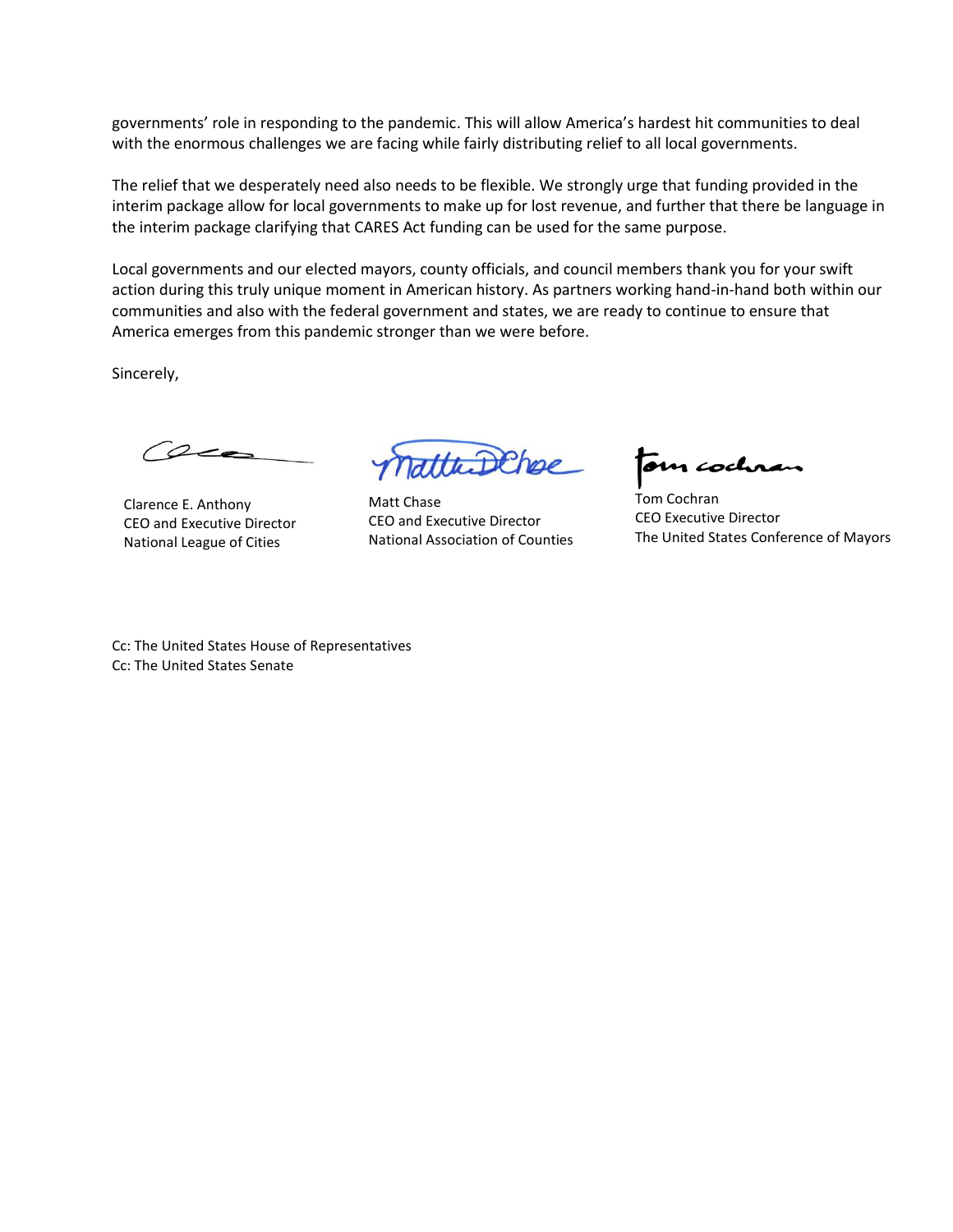governments' role in responding to the pandemic. This will allow America's hardest hit communities to deal with the enormous challenges we are facing while fairly distributing relief to all local governments.

The relief that we desperately need also needs to be flexible. We strongly urge that funding provided in the interim package allow for local governments to make up for lost revenue, and further that there be language in the interim package clarifying that CARES Act funding can be used for the same purpose.

Local governments and our elected mayors, county officials, and council members thank you for your swift action during this truly unique moment in American history. As partners working hand-in-hand both within our communities and also with the federal government and states, we are ready to continue to ensure that America emerges from this pandemic stronger than we were before.

Sincerely,

Clarence E. Anthony
CEO and Executive Director
National League of Cities

Matt Chase
CEO and Executive Director
National Association of Counties

Tom Cochran
CEO Executive Director
The United States Conference of Mayors

Cc: The United States House of Representatives
Cc: The United States Senate